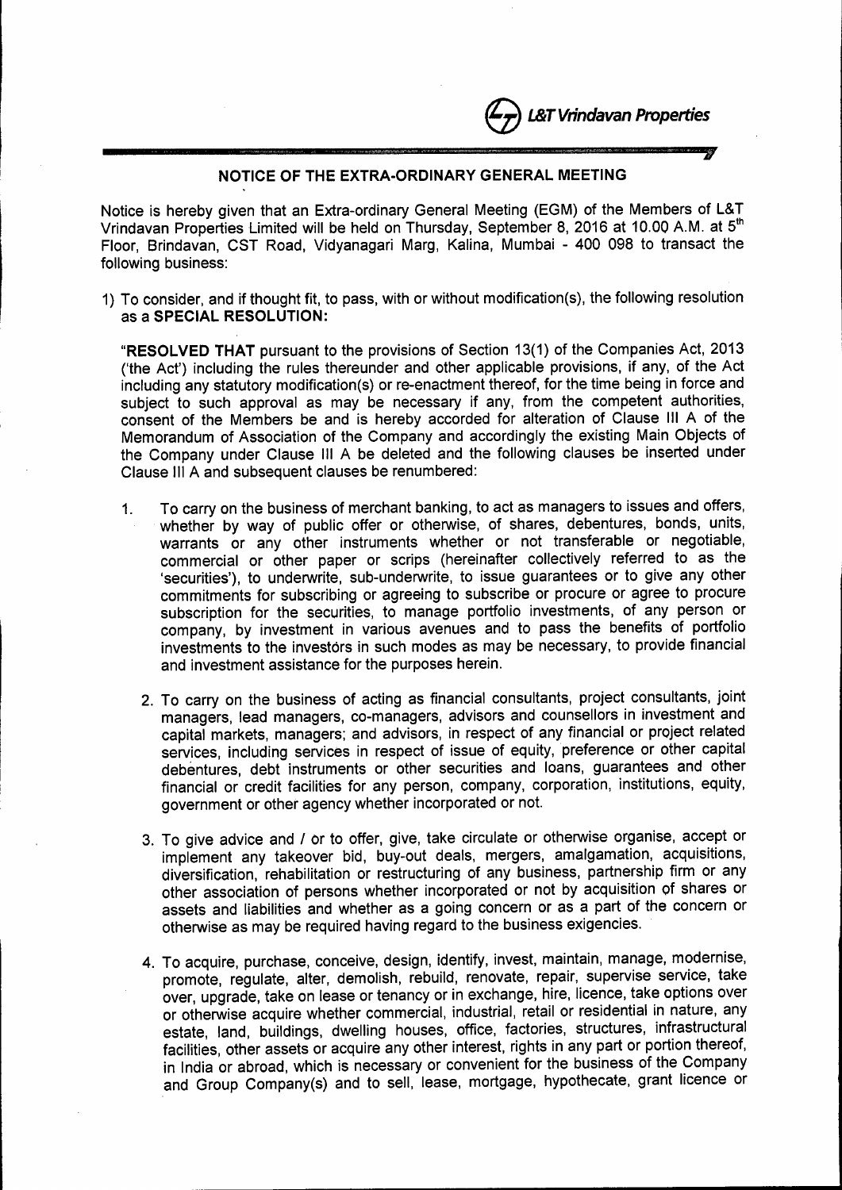L&T Vrindavan Properties

## NOTICE OF THE EXTRA-ORDINARY GENERAL MEETING

Notice is hereby given that an Extra-ordinary General Meeting (EGM) of the Members of L&T Vrindavan Properties Limited will be held on Thursday, September 8, 2016 at 10.00 A.M. at 5th Floor, Brindavan, CST Road, Vidyanagari Marg, Kalina, Mumbai - 400 098 to transact the following business:

1) To consider, and if thought fit, to pass, with or without modification(s), the following resolution as a **SPECIAL RESOLUTION:**

"**RESOLVED THAT** pursuant to the provisions of Section 13(1) of the Companies Act, 2013 ('the Act') including the rules thereunder and other applicable provisions, if any, of the Act including any statutory modification(s) or re-enactment thereof, for the time being in force and subject to such approval as may be necessary if any, from the competent authorities, consent of the Members be and is hereby accorded for alteration of Clause III A of the Memorandum of Association of the Company and accordingly the existing Main Objects of the Company under Clause III A be deleted and the following clauses be inserted under Clause III A and subsequent clauses be renumbered:

1. To carry on the business of merchant banking, to act as managers to issues and offers, whether by way of public offer or otherwise, of shares, debentures, bonds, units, warrants or any other instruments whether or not transferable or negotiable, commercial or other paper or scrips (hereinafter collectively referred to as the 'securities'), to underwrite, sub-underwrite, to issue guarantees or to give any other commitments for subscribing or agreeing to subscribe or procure or agree to procure subscription for the securities, to manage portfolio investments, of any person or company, by investment in various avenues and to pass the benefits of portfolio investments to the investors in such modes as may be necessary, to provide financial and investment assistance for the purposes herein.

2. To carry on the business of acting as financial consultants, project consultants, joint managers, lead managers, co-managers, advisors and counsellors in investment and capital markets, managers; and advisors, in respect of any financial or project related services, including services in respect of issue of equity, preference or other capital debentures, debt instruments or other securities and loans, guarantees and other financial or credit facilities for any person, company, corporation, institutions, equity, government or other agency whether incorporated or not.

3. To give advice and / or to offer, give, take circulate or otherwise organise, accept or implement any takeover bid, buy-out deals, mergers, amalgamation, acquisitions, diversification, rehabilitation or restructuring of any business, partnership firm or any other association of persons whether incorporated or not by acquisition of shares or assets and liabilities and whether as a going concern or as a part of the concern or otherwise as may be required having regard to the business exigencies.

4. To acquire, purchase, conceive, design, identify, invest, maintain, manage, modernise, promote, regulate, alter, demolish, rebuild, renovate, repair, supervise service, take over, upgrade, take on lease or tenancy or in exchange, hire, licence, take options over or otherwise acquire whether commercial, industrial, retail or residential in nature, any estate, land, buildings, dwelling houses, office, factories, structures, infrastructural facilities, other assets or acquire any other interest, rights in any part or portion thereof, in India or abroad, which is necessary or convenient for the business of the Company and Group Company(s) and to sell, lease, mortgage, hypothecate, grant licence or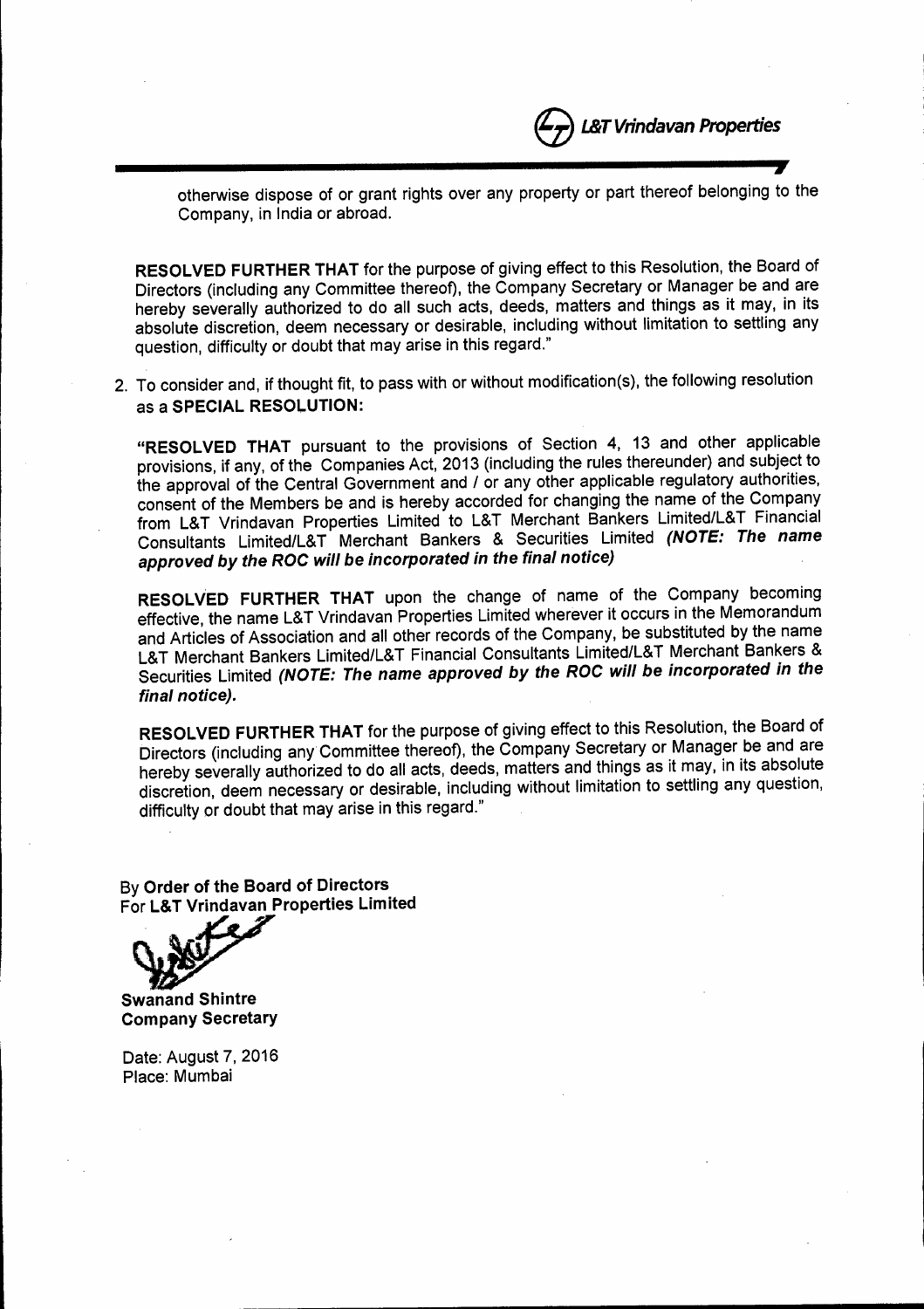otherwise dispose of or grant rights over any property or part thereof belonging to the Company, in India or abroad.

**RESOLVED FURTHER THAT** for the purpose of giving effect to this Resolution, the Board of Directors (including any Committee thereof), the Company Secretary or Manager be and are hereby severally authorized to do all such acts, deeds, matters and things as it may, in its absolute discretion, deem necessary or desirable, including without limitation to settling any question, difficulty or doubt that may arise in this regard."

2. To consider and, if thought fit, to pass with or without modification(s), the following resolution as a **SPECIAL RESOLUTION:**

   **"RESOLVED THAT** pursuant to the provisions of Section 4, 13 and other applicable provisions, if any, of the Companies Act, 2013 (including the rules thereunder) and subject to the approval of the Central Government and / or any other applicable regulatory authorities, consent of the Members be and is hereby accorded for changing the name of the Company from L&T Vrindavan Properties Limited to L&T Merchant Bankers Limited/L&T Financial Consultants Limited/L&T Merchant Bankers & Securities Limited ***(NOTE: The name approved by the ROC will be incorporated in the final notice)***

   **RESOLVED FURTHER THAT** upon the change of name of the Company becoming effective, the name L&T Vrindavan Properties Limited wherever it occurs in the Memorandum and Articles of Association and all other records of the Company, be substituted by the name L&T Merchant Bankers Limited/L&T Financial Consultants Limited/L&T Merchant Bankers & Securities Limited ***(NOTE: The name approved by the ROC will be incorporated in the final notice).***

   **RESOLVED FURTHER THAT** for the purpose of giving effect to this Resolution, the Board of Directors (including any Committee thereof), the Company Secretary or Manager be and are hereby severally authorized to do all acts, deeds, matters and things as it may, in its absolute discretion, deem necessary or desirable, including without limitation to settling any question, difficulty or doubt that may arise in this regard."

By **Order of the Board of Directors**
For **L&T Vrindavan Properties Limited**

**Swanand Shintre**
**Company Secretary**

Date: August 7, 2016
Place: Mumbai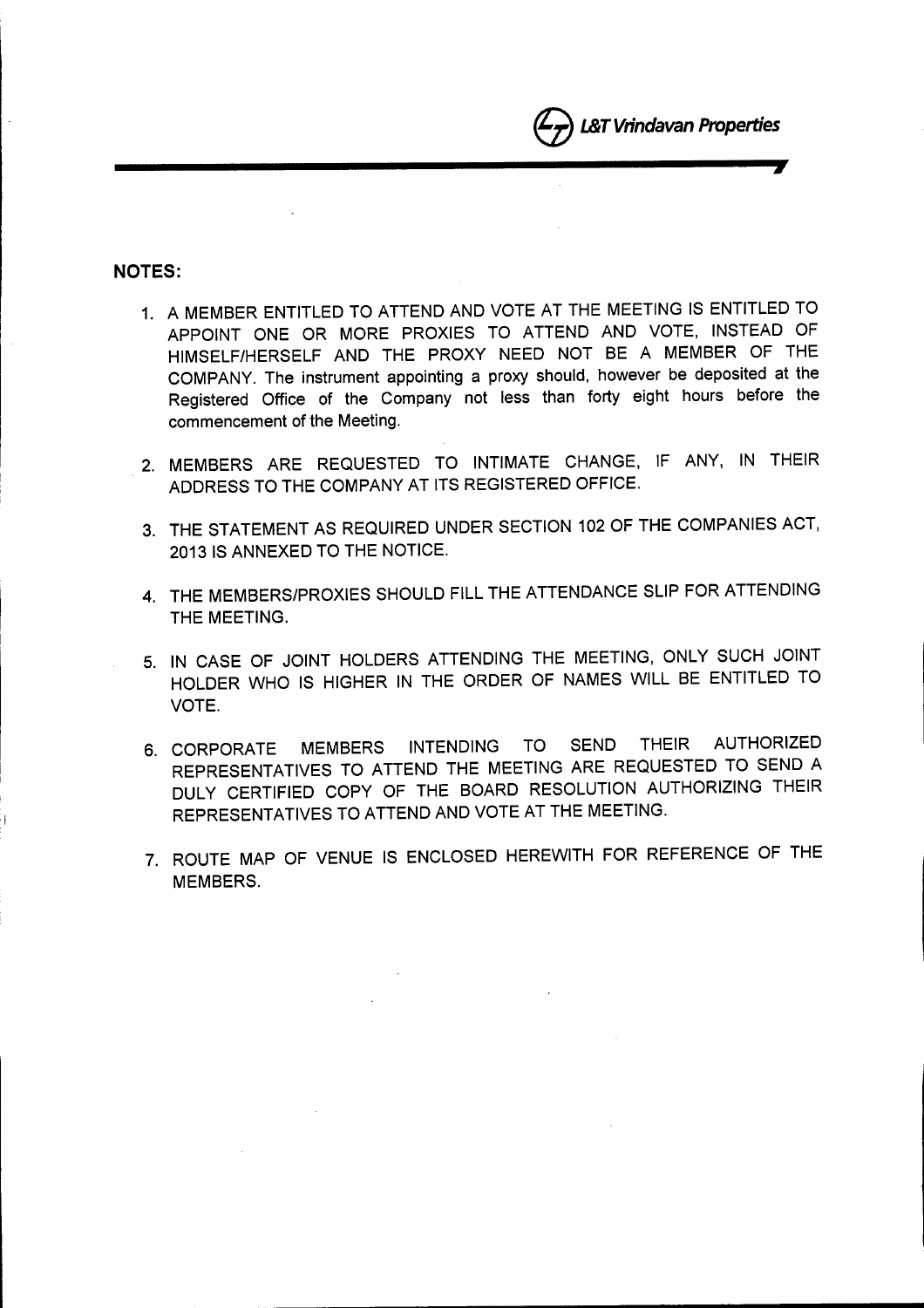## NOTES:

1. A MEMBER ENTITLED TO ATTEND AND VOTE AT THE MEETING IS ENTITLED TO APPOINT ONE OR MORE PROXIES TO ATTEND AND VOTE, INSTEAD OF HIMSELF/HERSELF AND THE PROXY NEED NOT BE A MEMBER OF THE COMPANY. The instrument appointing a proxy should, however be deposited at the Registered Office of the Company not less than forty eight hours before the commencement of the Meeting.

2. MEMBERS ARE REQUESTED TO INTIMATE CHANGE, IF ANY, IN THEIR ADDRESS TO THE COMPANY AT ITS REGISTERED OFFICE.

3. THE STATEMENT AS REQUIRED UNDER SECTION 102 OF THE COMPANIES ACT, 2013 IS ANNEXED TO THE NOTICE.

4. THE MEMBERS/PROXIES SHOULD FILL THE ATTENDANCE SLIP FOR ATTENDING THE MEETING.

5. IN CASE OF JOINT HOLDERS ATTENDING THE MEETING, ONLY SUCH JOINT HOLDER WHO IS HIGHER IN THE ORDER OF NAMES WILL BE ENTITLED TO VOTE.

6. CORPORATE MEMBERS INTENDING TO SEND THEIR AUTHORIZED REPRESENTATIVES TO ATTEND THE MEETING ARE REQUESTED TO SEND A DULY CERTIFIED COPY OF THE BOARD RESOLUTION AUTHORIZING THEIR REPRESENTATIVES TO ATTEND AND VOTE AT THE MEETING.

7. ROUTE MAP OF VENUE IS ENCLOSED HEREWITH FOR REFERENCE OF THE MEMBERS.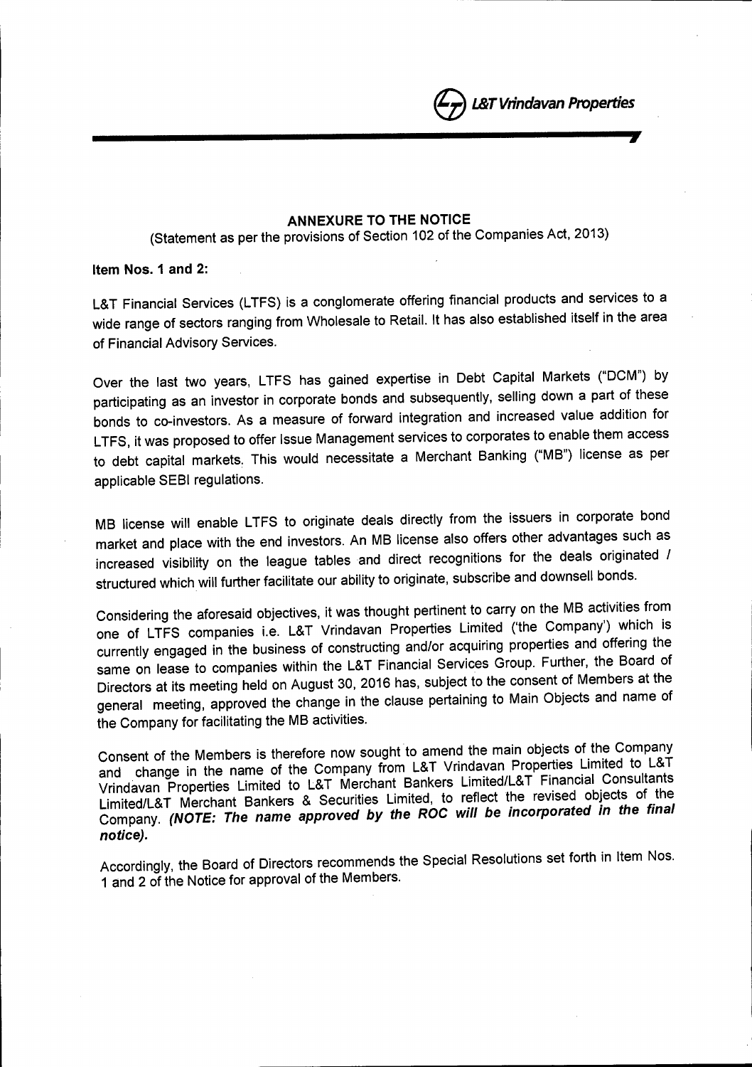## ANNEXURE TO THE NOTICE

(Statement as per the provisions of Section 102 of the Companies Act, 2013)

**Item Nos. 1 and 2:**

L&T Financial Services (LTFS) is a conglomerate offering financial products and services to a wide range of sectors ranging from Wholesale to Retail. It has also established itself in the area of Financial Advisory Services.

Over the last two years, LTFS has gained expertise in Debt Capital Markets ("DCM") by participating as an investor in corporate bonds and subsequently, selling down a part of these bonds to co-investors. As a measure of forward integration and increased value addition for LTFS, it was proposed to offer Issue Management services to corporates to enable them access to debt capital markets. This would necessitate a Merchant Banking ("MB") license as per applicable SEBI regulations.

MB license will enable LTFS to originate deals directly from the issuers in corporate bond market and place with the end investors. An MB license also offers other advantages such as increased visibility on the league tables and direct recognitions for the deals originated / structured which will further facilitate our ability to originate, subscribe and downsell bonds.

Considering the aforesaid objectives, it was thought pertinent to carry on the MB activities from one of LTFS companies i.e. L&T Vrindavan Properties Limited ('the Company') which is currently engaged in the business of constructing and/or acquiring properties and offering the same on lease to companies within the L&T Financial Services Group. Further, the Board of Directors at its meeting held on August 30, 2016 has, subject to the consent of Members at the general meeting, approved the change in the clause pertaining to Main Objects and name of the Company for facilitating the MB activities.

Consent of the Members is therefore now sought to amend the main objects of the Company and change in the name of the Company from L&T Vrindavan Properties Limited to L&T Vrindavan Properties Limited to L&T Merchant Bankers Limited/L&T Financial Consultants Limited/L&T Merchant Bankers & Securities Limited, to reflect the revised objects of the Company. ***(NOTE: The name approved by the ROC will be incorporated in the final notice).***

Accordingly, the Board of Directors recommends the Special Resolutions set forth in Item Nos. 1 and 2 of the Notice for approval of the Members.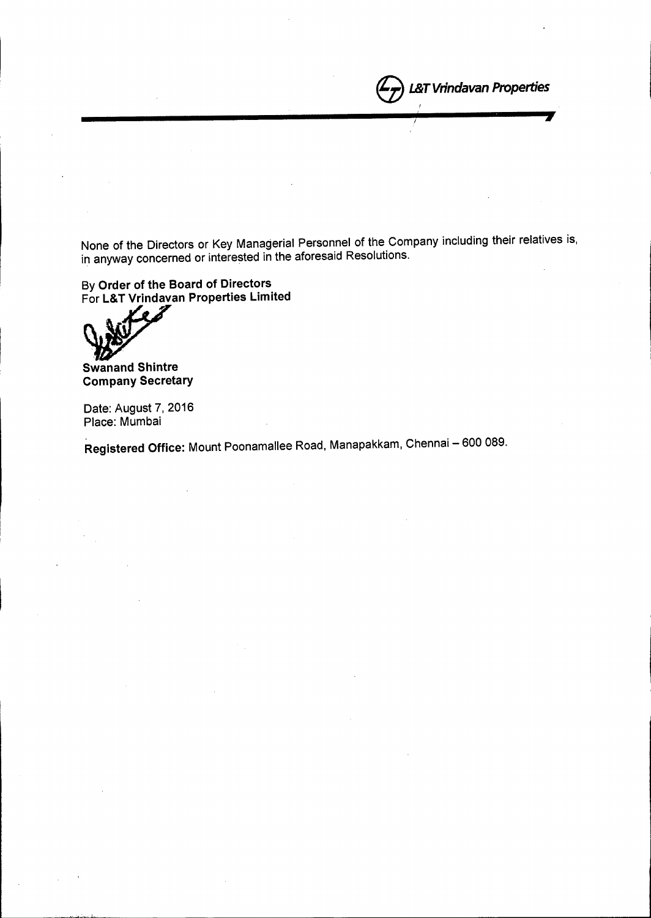None of the Directors or Key Managerial Personnel of the Company including their relatives is, in anyway concerned or interested in the aforesaid Resolutions.

By **Order of the Board of Directors**
For **L&T Vrindavan Properties Limited**

**Swanand Shintre**
**Company Secretary**

Date: August 7, 2016
Place: Mumbai

**Registered Office:** Mount Poonamallee Road, Manapakkam, Chennai – 600 089.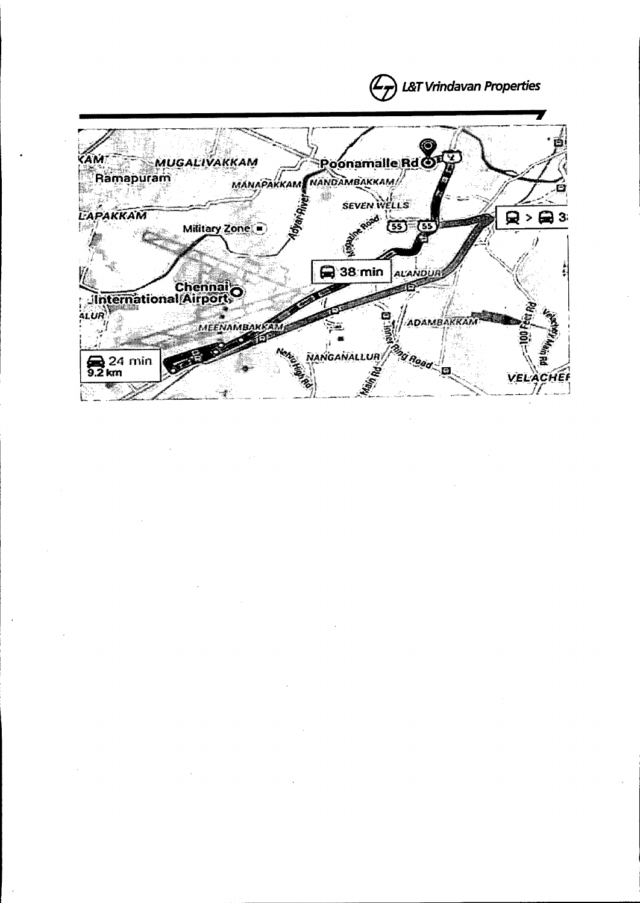MUGALIVAKKAM
Ramapuram
Poonamalle Rd
MANAPAKKAM
NANDAMBAKKAM
SEVEN WELLS
LAPAKKAM
Military Zone
Adyar River
Magazine Road
55
38 min
ALANDUR
Chennai International Airport
MEENAMBAKKAM
ADAMBAKKAM
NANGANALLUR
Inner Ring Road
Nehru High Rd
Main Rd
100 Feet Rd
Velachery Main Rd
VELACHEF
24 min
9.2 km